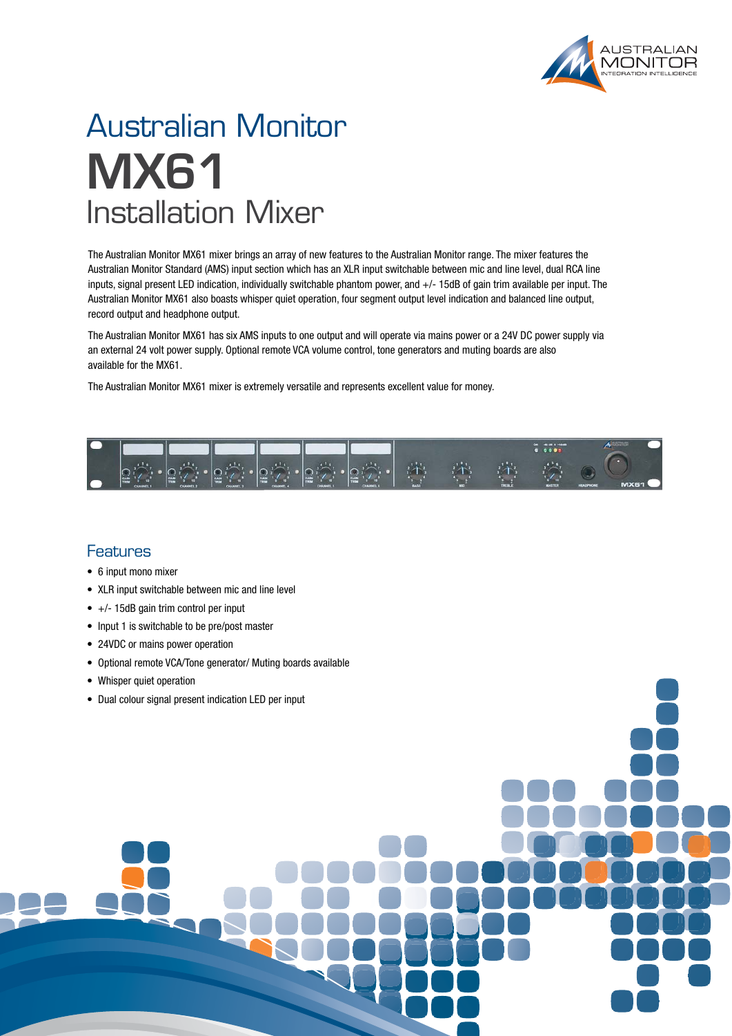# Australian Monitor

# MX61

## Installation Mixer

The Australian Monitor MX61 mixer brings an array of new features to the Australian Monitor range. The mixer features the Australian Monitor Standard (AMS) input section which has an XLR input switchable between mic and line level, dual RCA line inputs, signal present LED indication, individually switchable phantom power, and +/- 15dB of gain trim available per input. The Australian Monitor MX61 also boasts whisper quiet operation, four segment output level indication and balanced line output, record output and headphone output.

The Australian Monitor MX61 has six AMS inputs to one output and will operate via mains power or a 24V DC power supply via an external 24 volt power supply. Optional remote VCA volume control, tone generators and muting boards are also available for the MX61.

The Australian Monitor MX61 mixer is extremely versatile and represents excellent value for money.

## Features

- 6 input mono mixer
- XLR input switchable between mic and line level
- +/- 15dB gain trim control per input
- Input 1 is switchable to be pre/post master
- 24VDC or mains power operation
- Optional remote VCA/Tone generator/ Muting boards available
- Whisper quiet operation
- Dual colour signal present indication LED per input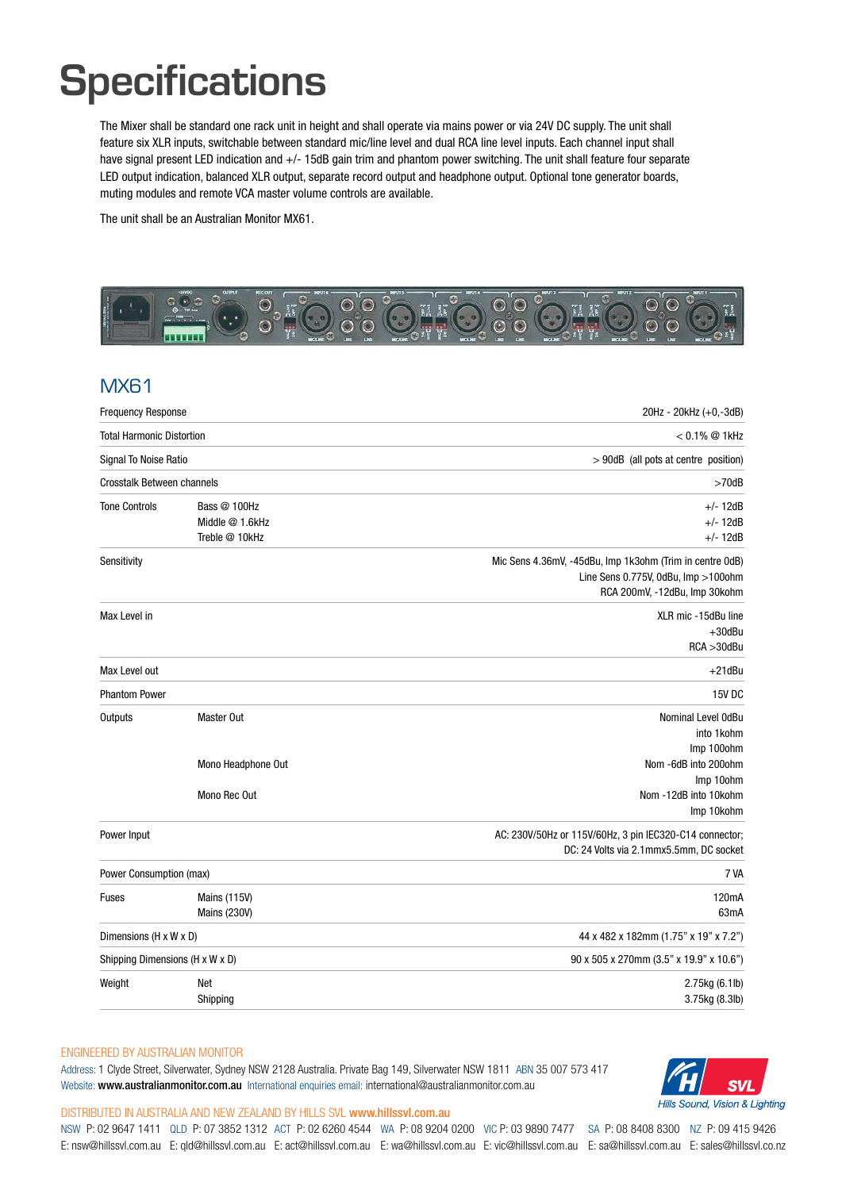# Specifications

The Mixer shall be standard one rack unit in height and shall operate via mains power or via 24V DC supply. The unit shall feature six XLR inputs, switchable between standard mic/line level and dual RCA line level inputs. Each channel input shall have signal present LED indication and +/- 15dB gain trim and phantom power switching. The unit shall feature four separate LED output indication, balanced XLR output, separate record output and headphone output. Optional tone generator boards, muting modules and remote VCA master volume controls are available.

The unit shall be an Australian Monitor MX61.

## MX61

| | | |
|---|---|---|
| Frequency Response | | 20Hz - 20kHz (+0,-3dB) |
| Total Harmonic Distortion | | < 0.1% @ 1kHz |
| Signal To Noise Ratio | | > 90dB (all pots at centre position) |
| Crosstalk Between channels | | >70dB |
| Tone Controls | Bass @ 100Hz<br>Middle @ 1.6kHz<br>Treble @ 10kHz | +/- 12dB<br>+/- 12dB<br>+/- 12dB |
| Sensitivity | | Mic Sens 4.36mV, -45dBu, Imp 1k3ohm (Trim in centre 0dB)<br>Line Sens 0.775V, 0dBu, Imp >100ohm<br>RCA 200mV, -12dBu, Imp 30kohm |
| Max Level in | | XLR mic -15dBu line<br>+30dBu<br>RCA >30dBu |
| Max Level out | | +21dBu |
| Phantom Power | | 15V DC |
| Outputs | Master Out | Nominal Level 0dBu<br>into 1kohm<br>Imp 100ohm |
| | Mono Headphone Out | Nom -6dB into 200ohm<br>Imp 10ohm |
| | Mono Rec Out | Nom -12dB into 10kohm<br>Imp 10kohm |
| Power Input | | AC: 230V/50Hz or 115V/60Hz, 3 pin IEC320-C14 connector;<br>DC: 24 Volts via 2.1mmx5.5mm, DC socket |
| Power Consumption (max) | | 7 VA |
| Fuses | Mains (115V)<br>Mains (230V) | 120mA<br>63mA |
| Dimensions (H x W x D) | | 44 x 482 x 182mm (1.75" x 19" x 7.2") |
| Shipping Dimensions (H x W x D) | | 90 x 505 x 270mm (3.5" x 19.9" x 10.6") |
| Weight | Net<br>Shipping | 2.75kg (6.1lb)<br>3.75kg (8.3lb) |

ENGINEERED BY AUSTRALIAN MONITOR

Address: 1 Clyde Street, Silverwater, Sydney NSW 2128 Australia. Private Bag 149, Silverwater NSW 1811 ABN 35 007 573 417
Website: **www.australianmonitor.com.au** International enquiries email: international@australianmonitor.com.au

Hills Sound, Vision & Lighting

DISTRIBUTED IN AUSTRALIA AND NEW ZEALAND BY HILLS SVL **www.hillssvl.com.au**

NSW P: 02 9647 1411 QLD P: 07 3852 1312 ACT P: 02 6260 4544 WA P: 08 9204 0200 VIC P: 03 9890 7477 SA P: 08 8408 8300 NZ P: 09 415 9426
E: nsw@hillssvl.com.au E: qld@hillssvl.com.au E: act@hillssvl.com.au E: wa@hillssvl.com.au E: vic@hillssvl.com.au E: sa@hillssvl.com.au E: sales@hillssvl.co.nz